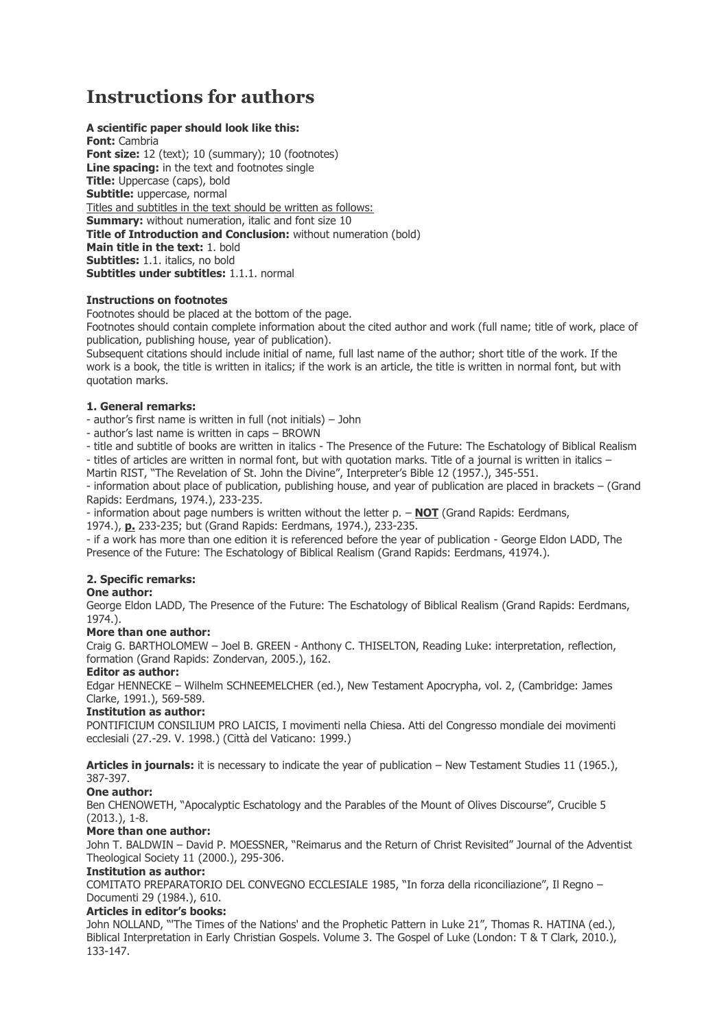# Instructions for authors

**A scientific paper should look like this:**
**Font:** Cambria
**Font size:** 12 (text); 10 (summary); 10 (footnotes)
**Line spacing:** in the text and footnotes single
**Title:** Uppercase (caps), bold
**Subtitle:** uppercase, normal
<u>Titles and subtitles in the text should be written as follows:</u>
**Summary:** without numeration, italic and font size 10
**Title of Introduction and Conclusion:** without numeration (bold)
**Main title in the text:** 1. bold
**Subtitles:** 1.1. italics, no bold
**Subtitles under subtitles:** 1.1.1. normal

**Instructions on footnotes**

Footnotes should be placed at the bottom of the page.

Footnotes should contain complete information about the cited author and work (full name; title of work, place of publication, publishing house, year of publication).

Subsequent citations should include initial of name, full last name of the author; short title of the work. If the work is a book, the title is written in italics; if the work is an article, the title is written in normal font, but with quotation marks.

**1. General remarks:**

- author's first name is written in full (not initials) – John
- author's last name is written in caps – BROWN
- title and subtitle of books are written in italics - The Presence of the Future: The Eschatology of Biblical Realism
- titles of articles are written in normal font, but with quotation marks. Title of a journal is written in italics – Martin RIST, "The Revelation of St. John the Divine", Interpreter's Bible 12 (1957.), 345-551.
- information about place of publication, publishing house, and year of publication are placed in brackets – (Grand Rapids: Eerdmans, 1974.), 233-235.
- information about page numbers is written without the letter p. – **<u>NOT</u>** (Grand Rapids: Eerdmans, 1974.), **<u>p.</u>** 233-235; but (Grand Rapids: Eerdmans, 1974.), 233-235.
- if a work has more than one edition it is referenced before the year of publication - George Eldon LADD, The Presence of the Future: The Eschatology of Biblical Realism (Grand Rapids: Eerdmans, 41974.).

**2. Specific remarks:**

**One author:**

George Eldon LADD, The Presence of the Future: The Eschatology of Biblical Realism (Grand Rapids: Eerdmans, 1974.).

**More than one author:**

Craig G. BARTHOLOMEW – Joel B. GREEN - Anthony C. THISELTON, Reading Luke: interpretation, reflection, formation (Grand Rapids: Zondervan, 2005.), 162.

**Editor as author:**

Edgar HENNECKE – Wilhelm SCHNEEMELCHER (ed.), New Testament Apocrypha, vol. 2, (Cambridge: James Clarke, 1991.), 569-589.

**Institution as author:**

PONTIFICIUM CONSILIUM PRO LAICIS, I movimenti nella Chiesa. Atti del Congresso mondiale dei movimenti ecclesiali (27.-29. V. 1998.) (Città del Vaticano: 1999.)

**Articles in journals:** it is necessary to indicate the year of publication – New Testament Studies 11 (1965.), 387-397.

**One author:**

Ben CHENOWETH, "Apocalyptic Eschatology and the Parables of the Mount of Olives Discourse", Crucible 5 (2013.), 1-8.

**More than one author:**

John T. BALDWIN – David P. MOESSNER, "Reimarus and the Return of Christ Revisited" Journal of the Adventist Theological Society 11 (2000.), 295-306.

**Institution as author:**

COMITATO PREPARATORIO DEL CONVEGNO ECCLESIALE 1985, "In forza della riconciliazione", Il Regno – Documenti 29 (1984.), 610.

**Articles in editor's books:**

John NOLLAND, "'The Times of the Nations' and the Prophetic Pattern in Luke 21", Thomas R. HATINA (ed.), Biblical Interpretation in Early Christian Gospels. Volume 3. The Gospel of Luke (London: T & T Clark, 2010.), 133-147.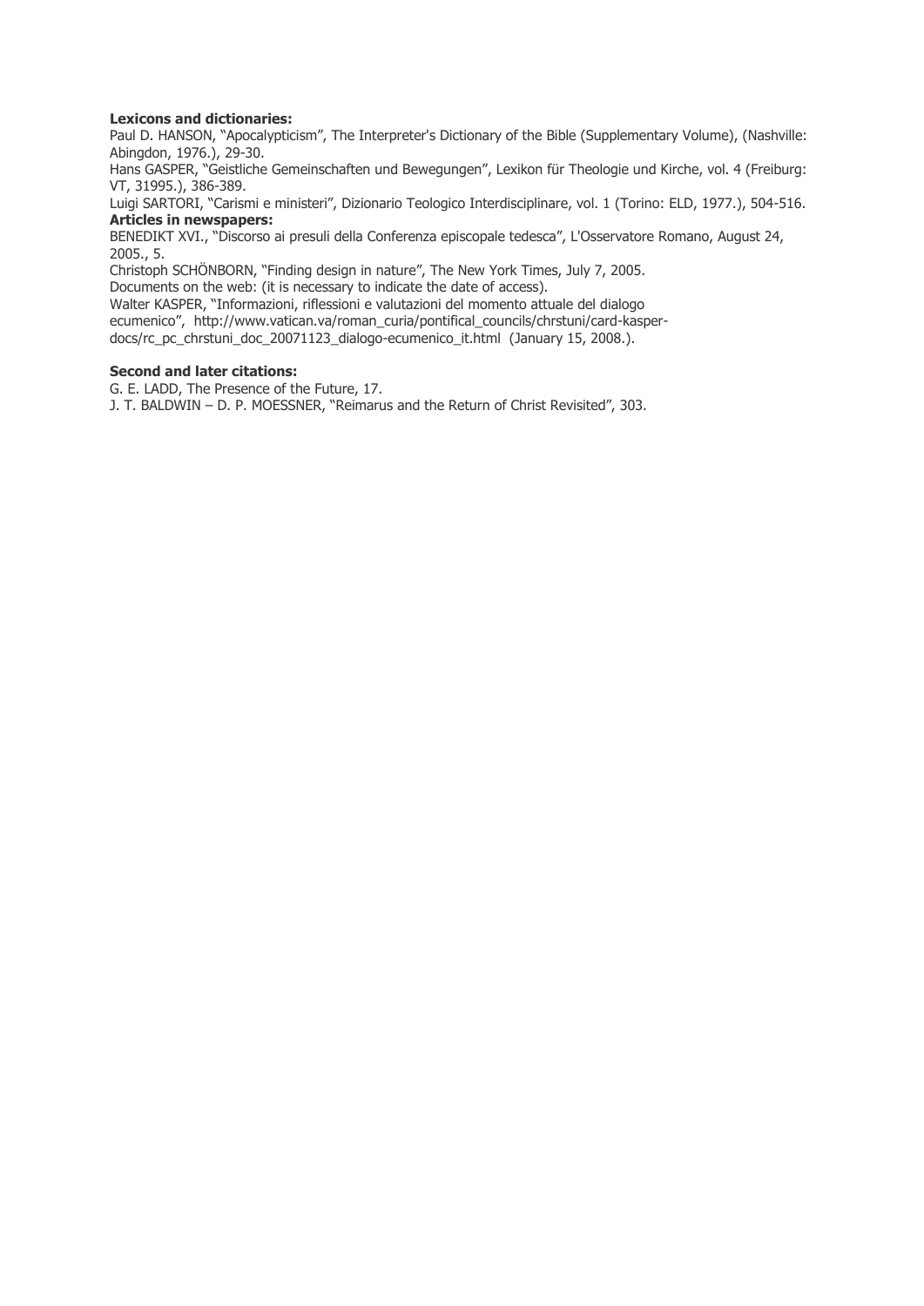**Lexicons and dictionaries:**

Paul D. HANSON, "Apocalypticism", The Interpreter's Dictionary of the Bible (Supplementary Volume), (Nashville: Abingdon, 1976.), 29-30.

Hans GASPER, "Geistliche Gemeinschaften und Bewegungen", Lexikon für Theologie und Kirche, vol. 4 (Freiburg: VT, 31995.), 386-389.

Luigi SARTORI, "Carismi e ministeri", Dizionario Teologico Interdisciplinare, vol. 1 (Torino: ELD, 1977.), 504-516.

**Articles in newspapers:**

BENEDIKT XVI., "Discorso ai presuli della Conferenza episcopale tedesca", L'Osservatore Romano, August 24, 2005., 5.

Christoph SCHÖNBORN, "Finding design in nature", The New York Times, July 7, 2005.

Documents on the web: (it is necessary to indicate the date of access).

Walter KASPER, "Informazioni, riflessioni e valutazioni del momento attuale del dialogo ecumenico", http://www.vatican.va/roman_curia/pontifical_councils/chrstuni/card-kasper-docs/rc_pc_chrstuni_doc_20071123_dialogo-ecumenico_it.html (January 15, 2008.).

**Second and later citations:**

G. E. LADD, The Presence of the Future, 17.

J. T. BALDWIN – D. P. MOESSNER, "Reimarus and the Return of Christ Revisited", 303.